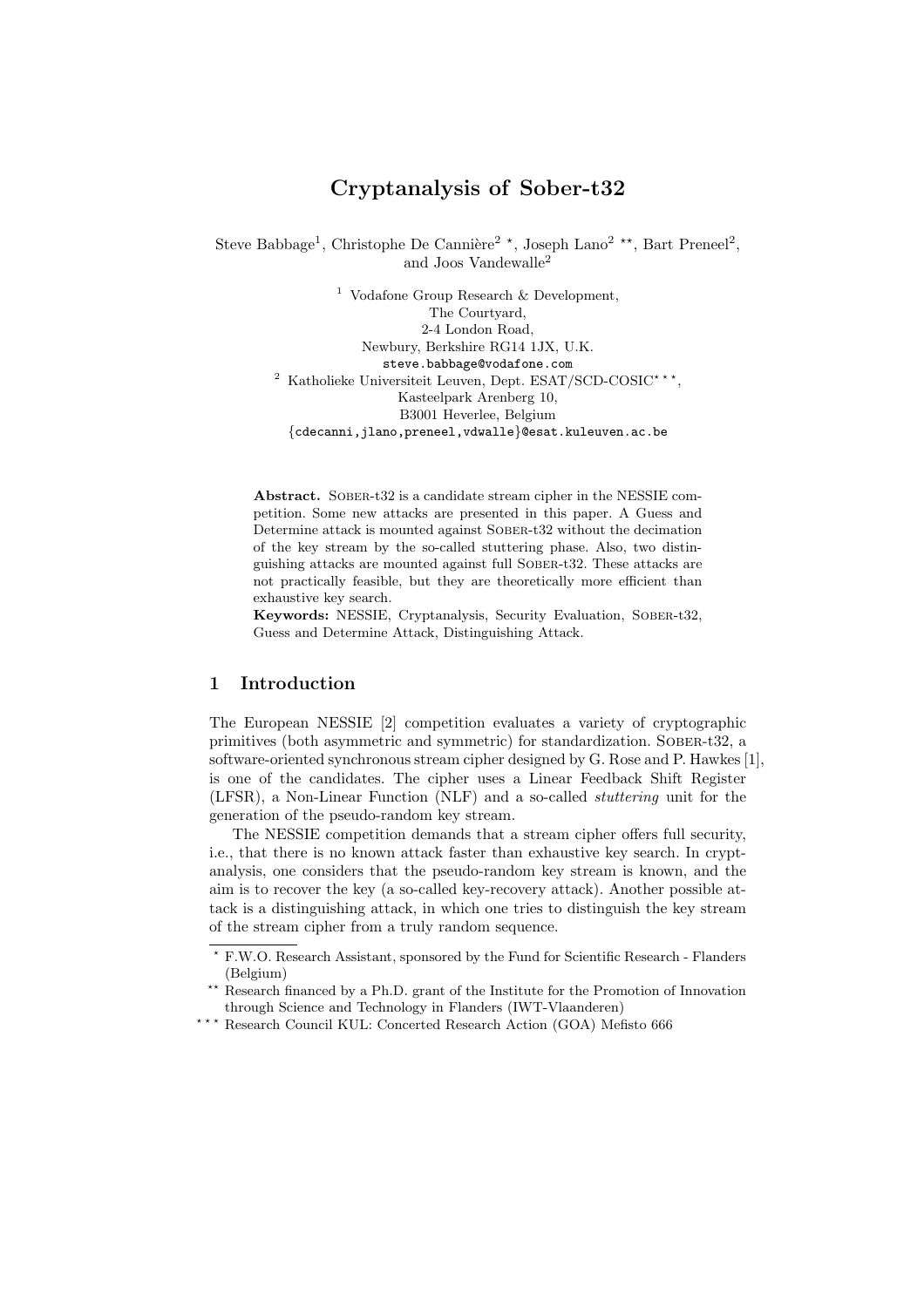# Cryptanalysis of Sober-t32

Steve Babbage[1], Christophe De Cannière[2 ⋆], Joseph Lano[2 ⋆⋆], Bart Preneel[2], and Joos Vandewalle[2]

[1] Vodafone Group Research & Development,
The Courtyard,
2-4 London Road,
Newbury, Berkshire RG14 1JX, U.K.
steve.babbage@vodafone.com

[2] Katholieke Universiteit Leuven, Dept. ESAT/SCD-COSIC[⋆⋆⋆],
Kasteelpark Arenberg 10,
B3001 Heverlee, Belgium
{cdecanni,jlano,preneel,vdwalle}@esat.kuleuven.ac.be

**Abstract.** Sober-t32 is a candidate stream cipher in the NESSIE competition. Some new attacks are presented in this paper. A Guess and Determine attack is mounted against Sober-t32 without the decimation of the key stream by the so-called stuttering phase. Also, two distinguishing attacks are mounted against full Sober-t32. These attacks are not practically feasible, but they are theoretically more efficient than exhaustive key search.

**Keywords:** NESSIE, Cryptanalysis, Security Evaluation, Sober-t32, Guess and Determine Attack, Distinguishing Attack.

## 1 Introduction

The European NESSIE [2] competition evaluates a variety of cryptographic primitives (both asymmetric and symmetric) for standardization. Sober-t32, a software-oriented synchronous stream cipher designed by G. Rose and P. Hawkes [1], is one of the candidates. The cipher uses a Linear Feedback Shift Register (LFSR), a Non-Linear Function (NLF) and a so-called *stuttering* unit for the generation of the pseudo-random key stream.

The NESSIE competition demands that a stream cipher offers full security, i.e., that there is no known attack faster than exhaustive key search. In cryptanalysis, one considers that the pseudo-random key stream is known, and the aim is to recover the key (a so-called key-recovery attack). Another possible attack is a distinguishing attack, in which one tries to distinguish the key stream of the stream cipher from a truly random sequence.

⋆ F.W.O. Research Assistant, sponsored by the Fund for Scientific Research - Flanders (Belgium)

⋆⋆ Research financed by a Ph.D. grant of the Institute for the Promotion of Innovation through Science and Technology in Flanders (IWT-Vlaanderen)

⋆⋆⋆ Research Council KUL: Concerted Research Action (GOA) Mefisto 666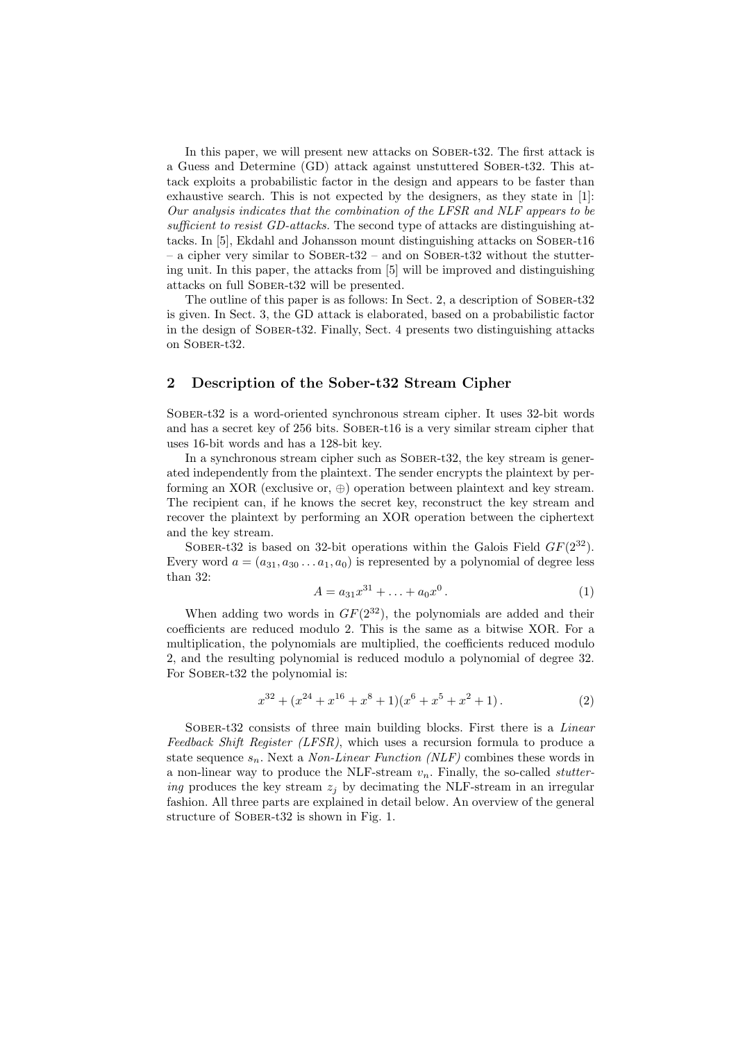In this paper, we will present new attacks on Sober-t32. The first attack is a Guess and Determine (GD) attack against unstuttered Sober-t32. This attack exploits a probabilistic factor in the design and appears to be faster than exhaustive search. This is not expected by the designers, as they state in [1]: *Our analysis indicates that the combination of the LFSR and NLF appears to be sufficient to resist GD-attacks.* The second type of attacks are distinguishing attacks. In [5], Ekdahl and Johansson mount distinguishing attacks on Sober-t16 – a cipher very similar to Sober-t32 – and on Sober-t32 without the stuttering unit. In this paper, the attacks from [5] will be improved and distinguishing attacks on full Sober-t32 will be presented.

The outline of this paper is as follows: In Sect. 2, a description of Sober-t32 is given. In Sect. 3, the GD attack is elaborated, based on a probabilistic factor in the design of Sober-t32. Finally, Sect. 4 presents two distinguishing attacks on Sober-t32.

## 2 Description of the Sober-t32 Stream Cipher

Sober-t32 is a word-oriented synchronous stream cipher. It uses 32-bit words and has a secret key of 256 bits. Sober-t16 is a very similar stream cipher that uses 16-bit words and has a 128-bit key.

In a synchronous stream cipher such as Sober-t32, the key stream is generated independently from the plaintext. The sender encrypts the plaintext by performing an XOR (exclusive or, $\oplus$) operation between plaintext and key stream. The recipient can, if he knows the secret key, reconstruct the key stream and recover the plaintext by performing an XOR operation between the ciphertext and the key stream.

Sober-t32 is based on 32-bit operations within the Galois Field $GF(2^{32})$. Every word $a = (a_{31}, a_{30} \ldots a_1, a_0)$ is represented by a polynomial of degree less than 32:

$$A = a_{31}x^{31} + \ldots + a_0 x^0 \,. \tag{1}$$

When adding two words in $GF(2^{32})$, the polynomials are added and their coefficients are reduced modulo 2. This is the same as a bitwise XOR. For a multiplication, the polynomials are multiplied, the coefficients reduced modulo 2, and the resulting polynomial is reduced modulo a polynomial of degree 32. For Sober-t32 the polynomial is:

$$x^{32} + (x^{24} + x^{16} + x^8 + 1)(x^6 + x^5 + x^2 + 1) \,. \tag{2}$$

Sober-t32 consists of three main building blocks. First there is a *Linear Feedback Shift Register (LFSR)*, which uses a recursion formula to produce a state sequence $s_n$. Next a *Non-Linear Function (NLF)* combines these words in a non-linear way to produce the NLF-stream $v_n$. Finally, the so-called *stuttering* produces the key stream $z_j$ by decimating the NLF-stream in an irregular fashion. All three parts are explained in detail below. An overview of the general structure of Sober-t32 is shown in Fig. 1.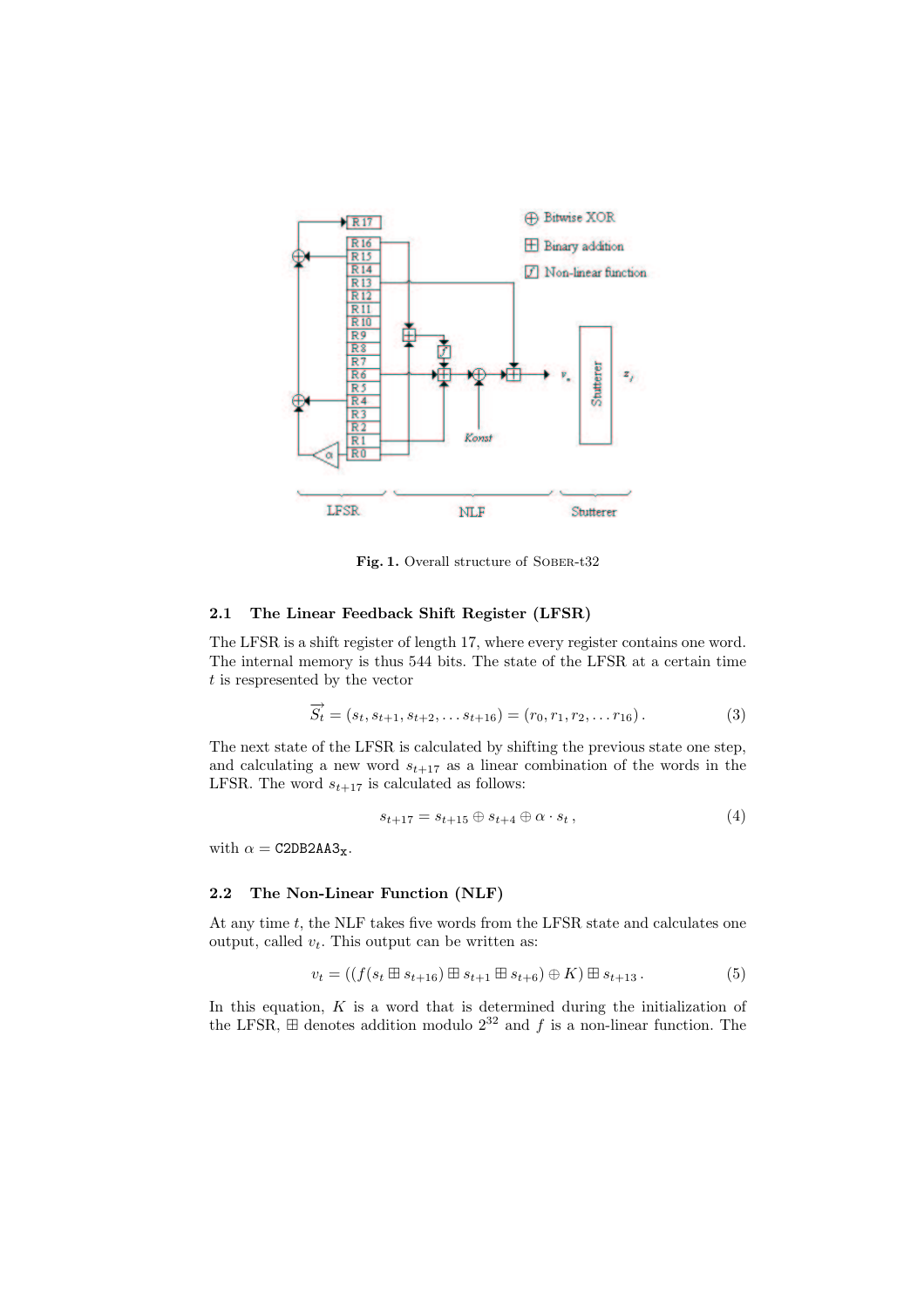**Fig. 1.** Overall structure of SOBER-t32

### 2.1 The Linear Feedback Shift Register (LFSR)

The LFSR is a shift register of length 17, where every register contains one word. The internal memory is thus 544 bits. The state of the LFSR at a certain time $t$ is respresented by the vector

$$\overrightarrow{S_t} = (s_t, s_{t+1}, s_{t+2}, \ldots s_{t+16}) = (r_0, r_1, r_2, \ldots r_{16}) \,. \tag{3}$$

The next state of the LFSR is calculated by shifting the previous state one step, and calculating a new word $s_{t+17}$ as a linear combination of the words in the LFSR. The word $s_{t+17}$ is calculated as follows:

$$s_{t+17} = s_{t+15} \oplus s_{t+4} \oplus \alpha \cdot s_t \,, \tag{4}$$

with $\alpha = \texttt{C2DB2AA3}_{\texttt{x}}$.

### 2.2 The Non-Linear Function (NLF)

At any time $t$, the NLF takes five words from the LFSR state and calculates one output, called $v_t$. This output can be written as:

$$v_t = ((f(s_t \boxplus s_{t+16}) \boxplus s_{t+1} \boxplus s_{t+6}) \oplus K) \boxplus s_{t+13} \,. \tag{5}$$

In this equation, $K$ is a word that is determined during the initialization of the LFSR, $\boxplus$ denotes addition modulo $2^{32}$ and $f$ is a non-linear function. The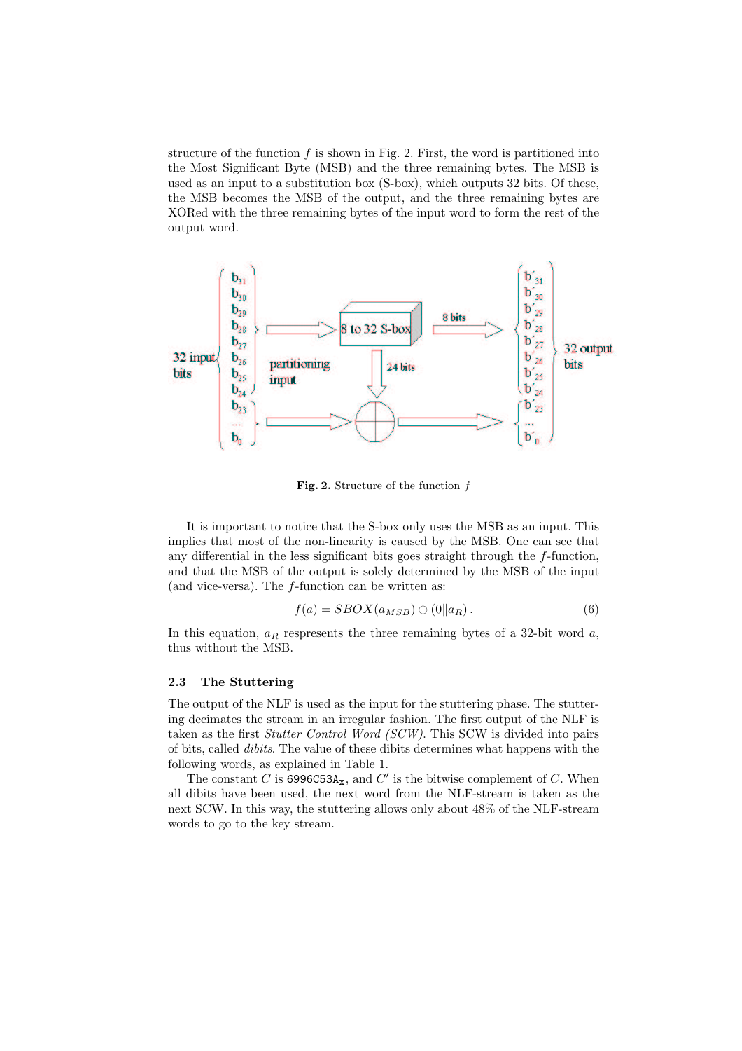structure of the function $f$ is shown in Fig. 2. First, the word is partitioned into the Most Significant Byte (MSB) and the three remaining bytes. The MSB is used as an input to a substitution box (S-box), which outputs 32 bits. Of these, the MSB becomes the MSB of the output, and the three remaining bytes are XORed with the three remaining bytes of the input word to form the rest of the output word.

**Fig. 2.** Structure of the function $f$

It is important to notice that the S-box only uses the MSB as an input. This implies that most of the non-linearity is caused by the MSB. One can see that any differential in the less significant bits goes straight through the $f$-function, and that the MSB of the output is solely determined by the MSB of the input (and vice-versa). The $f$-function can be written as:

$$f(a) = SBOX(a_{MSB}) \oplus (0 \| a_R) \,. \tag{6}$$

In this equation, $a_R$ represents the three remaining bytes of a 32-bit word $a$, thus without the MSB.

### 2.3 The Stuttering

The output of the NLF is used as the input for the stuttering phase. The stuttering decimates the stream in an irregular fashion. The first output of the NLF is taken as the first *Stutter Control Word (SCW)*. This SCW is divided into pairs of bits, called *dibits*. The value of these dibits determines what happens with the following words, as explained in Table 1.

The constant $C$ is $\texttt{6996C53A}_\texttt{x}$, and $C'$ is the bitwise complement of $C$. When all dibits have been used, the next word from the NLF-stream is taken as the next SCW. In this way, the stuttering allows only about 48% of the NLF-stream words to go to the key stream.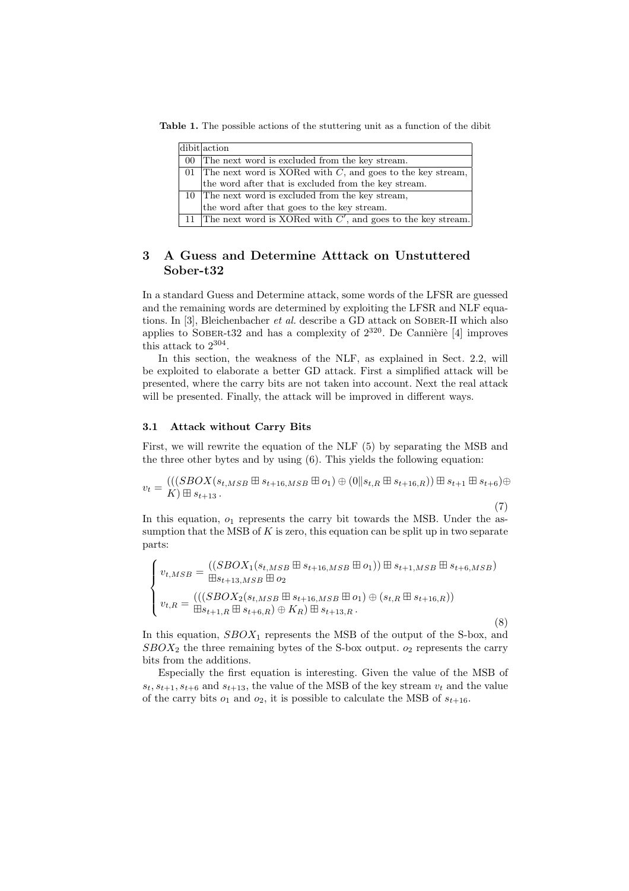**Table 1.** The possible actions of the stuttering unit as a function of the dibit

| dibit | action |
|---|---|
| 00 | The next word is excluded from the key stream. |
| 01 | The next word is XORed with $C$, and goes to the key stream, the word after that is excluded from the key stream. |
| 10 | The next word is excluded from the key stream, the word after that goes to the key stream. |
| 11 | The next word is XORed with $C'$, and goes to the key stream. |

## 3 A Guess and Determine Atttack on Unstuttered Sober-t32

In a standard Guess and Determine attack, some words of the LFSR are guessed and the remaining words are determined by exploiting the LFSR and NLF equations. In [3], Bleichenbacher *et al.* describe a GD attack on SOBER-II which also applies to SOBER-t32 and has a complexity of $2^{320}$. De Cannière [4] improves this attack to $2^{304}$.

In this section, the weakness of the NLF, as explained in Sect. 2.2, will be exploited to elaborate a better GD attack. First a simplified attack will be presented, where the carry bits are not taken into account. Next the real attack will be presented. Finally, the attack will be improved in different ways.

### 3.1 Attack without Carry Bits

First, we will rewrite the equation of the NLF (5) by separating the MSB and the three other bytes and by using (6). This yields the following equation:

$$v_t = (((SBOX(s_{t,MSB} \boxplus s_{t+16,MSB} \boxplus o_1) \oplus (0 \| s_{t,R} \boxplus s_{t+16,R})) \boxplus s_{t+1} \boxplus s_{t+6}) \oplus K) \boxplus s_{t+13}\,. \tag{7}$$

In this equation, $o_1$ represents the carry bit towards the MSB. Under the assumption that the MSB of $K$ is zero, this equation can be split up in two separate parts:

$$\begin{cases} v_{t,MSB} = ((SBOX_1(s_{t,MSB} \boxplus s_{t+16,MSB} \boxplus o_1)) \boxplus s_{t+1,MSB} \boxplus s_{t+6,MSB}) \\ \qquad \boxplus s_{t+13,MSB} \boxplus o_2 \\ v_{t,R} = (((SBOX_2(s_{t,MSB} \boxplus s_{t+16,MSB} \boxplus o_1) \oplus (s_{t,R} \boxplus s_{t+16,R})) \\ \qquad \boxplus s_{t+1,R} \boxplus s_{t+6,R}) \oplus K_R) \boxplus s_{t+13,R}\,. \end{cases} \tag{8}$$

In this equation, $SBOX_1$ represents the MSB of the output of the S-box, and $SBOX_2$ the three remaining bytes of the S-box output. $o_2$ represents the carry bits from the additions.

Especially the first equation is interesting. Given the value of the MSB of $s_t, s_{t+1}, s_{t+6}$ and $s_{t+13}$, the value of the MSB of the key stream $v_t$ and the value of the carry bits $o_1$ and $o_2$, it is possible to calculate the MSB of $s_{t+16}$.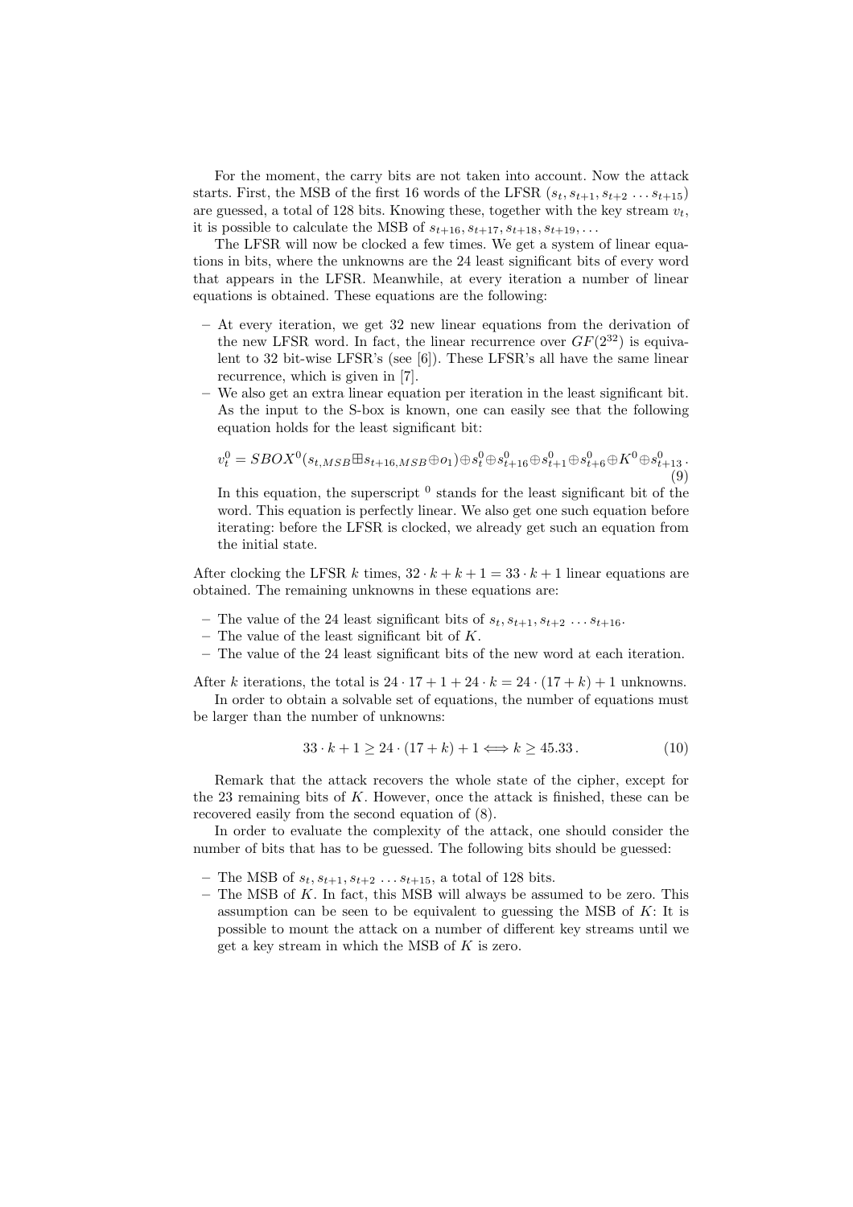For the moment, the carry bits are not taken into account. Now the attack starts. First, the MSB of the first 16 words of the LFSR $(s_t, s_{t+1}, s_{t+2} \ldots s_{t+15})$ are guessed, a total of 128 bits. Knowing these, together with the key stream $v_t$, it is possible to calculate the MSB of $s_{t+16}, s_{t+17}, s_{t+18}, s_{t+19}, \ldots$

The LFSR will now be clocked a few times. We get a system of linear equations in bits, where the unknowns are the 24 least significant bits of every word that appears in the LFSR. Meanwhile, at every iteration a number of linear equations is obtained. These equations are the following:

- At every iteration, we get 32 new linear equations from the derivation of the new LFSR word. In fact, the linear recurrence over $GF(2^{32})$ is equivalent to 32 bit-wise LFSR's (see [6]). These LFSR's all have the same linear recurrence, which is given in [7].
- We also get an extra linear equation per iteration in the least significant bit. As the input to the S-box is known, one can easily see that the following equation holds for the least significant bit:

$$v_t^0 = SBOX^0(s_{t,MSB} \boxplus s_{t+16,MSB} \oplus o_1) \oplus s_t^0 \oplus s_{t+16}^0 \oplus s_{t+1}^0 \oplus s_{t+6}^0 \oplus K^0 \oplus s_{t+13}^0 . \tag{9}$$

  In this equation, the superscript $^0$ stands for the least significant bit of the word. This equation is perfectly linear. We also get one such equation before iterating: before the LFSR is clocked, we already get such an equation from the initial state.

After clocking the LFSR $k$ times, $32 \cdot k + k + 1 = 33 \cdot k + 1$ linear equations are obtained. The remaining unknowns in these equations are:

- The value of the 24 least significant bits of $s_t, s_{t+1}, s_{t+2} \ldots s_{t+16}$.
- The value of the least significant bit of $K$.
- The value of the 24 least significant bits of the new word at each iteration.

After $k$ iterations, the total is $24 \cdot 17 + 1 + 24 \cdot k = 24 \cdot (17 + k) + 1$ unknowns.

In order to obtain a solvable set of equations, the number of equations must be larger than the number of unknowns:

$$33 \cdot k + 1 \geq 24 \cdot (17 + k) + 1 \Longleftrightarrow k \geq 45.33 . \tag{10}$$

Remark that the attack recovers the whole state of the cipher, except for the 23 remaining bits of $K$. However, once the attack is finished, these can be recovered easily from the second equation of (8).

In order to evaluate the complexity of the attack, one should consider the number of bits that has to be guessed. The following bits should be guessed:

- The MSB of $s_t, s_{t+1}, s_{t+2} \ldots s_{t+15}$, a total of 128 bits.
- The MSB of $K$. In fact, this MSB will always be assumed to be zero. This assumption can be seen to be equivalent to guessing the MSB of $K$: It is possible to mount the attack on a number of different key streams until we get a key stream in which the MSB of $K$ is zero.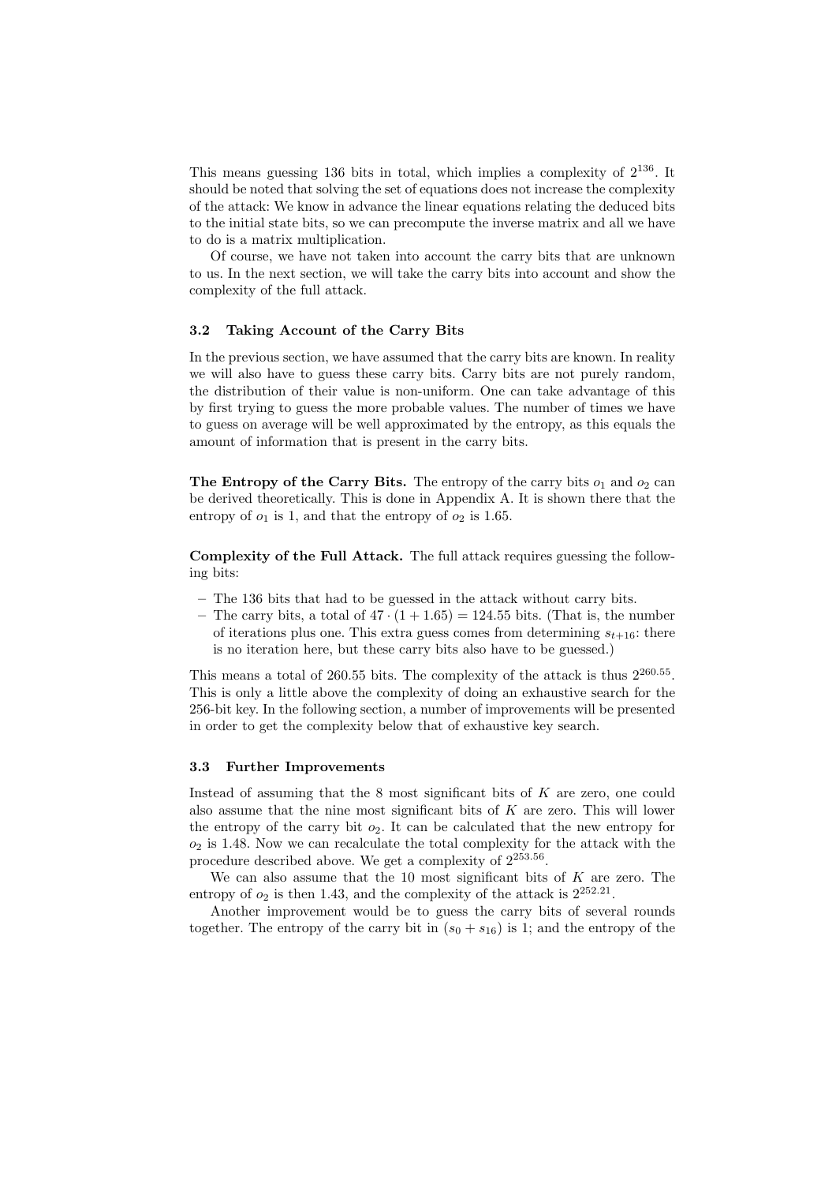This means guessing 136 bits in total, which implies a complexity of $2^{136}$. It should be noted that solving the set of equations does not increase the complexity of the attack: We know in advance the linear equations relating the deduced bits to the initial state bits, so we can precompute the inverse matrix and all we have to do is a matrix multiplication.

Of course, we have not taken into account the carry bits that are unknown to us. In the next section, we will take the carry bits into account and show the complexity of the full attack.

### 3.2 Taking Account of the Carry Bits

In the previous section, we have assumed that the carry bits are known. In reality we will also have to guess these carry bits. Carry bits are not purely random, the distribution of their value is non-uniform. One can take advantage of this by first trying to guess the more probable values. The number of times we have to guess on average will be well approximated by the entropy, as this equals the amount of information that is present in the carry bits.

**The Entropy of the Carry Bits.** The entropy of the carry bits $o_1$ and $o_2$ can be derived theoretically. This is done in Appendix A. It is shown there that the entropy of $o_1$ is 1, and that the entropy of $o_2$ is 1.65.

**Complexity of the Full Attack.** The full attack requires guessing the following bits:

- The 136 bits that had to be guessed in the attack without carry bits.
- The carry bits, a total of $47 \cdot (1 + 1.65) = 124.55$ bits. (That is, the number of iterations plus one. This extra guess comes from determining $s_{t+16}$: there is no iteration here, but these carry bits also have to be guessed.)

This means a total of 260.55 bits. The complexity of the attack is thus $2^{260.55}$. This is only a little above the complexity of doing an exhaustive search for the 256-bit key. In the following section, a number of improvements will be presented in order to get the complexity below that of exhaustive key search.

### 3.3 Further Improvements

Instead of assuming that the 8 most significant bits of $K$ are zero, one could also assume that the nine most significant bits of $K$ are zero. This will lower the entropy of the carry bit $o_2$. It can be calculated that the new entropy for $o_2$ is 1.48. Now we can recalculate the total complexity for the attack with the procedure described above. We get a complexity of $2^{253.56}$.

We can also assume that the 10 most significant bits of $K$ are zero. The entropy of $o_2$ is then 1.43, and the complexity of the attack is $2^{252.21}$.

Another improvement would be to guess the carry bits of several rounds together. The entropy of the carry bit in $(s_0 + s_{16})$ is 1; and the entropy of the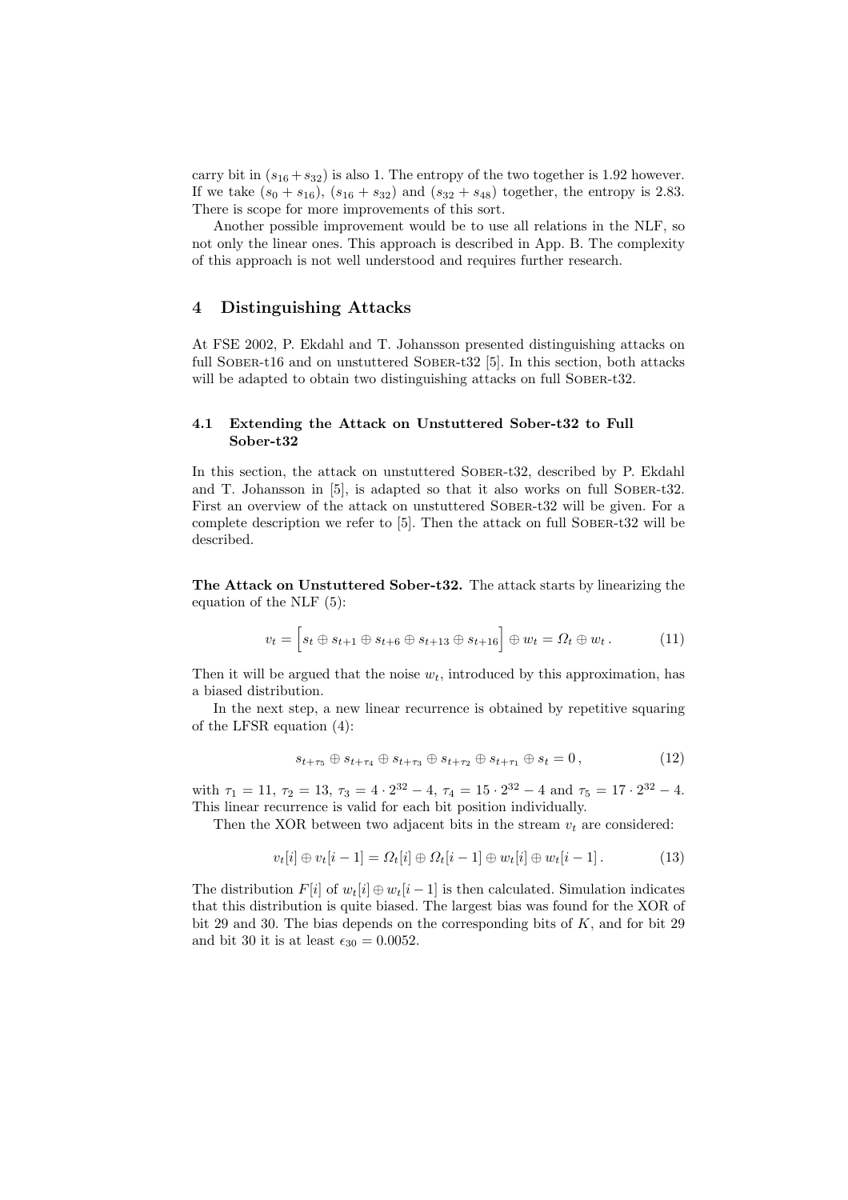carry bit in $(s_{16} + s_{32})$ is also 1. The entropy of the two together is 1.92 however. If we take $(s_0 + s_{16})$, $(s_{16} + s_{32})$ and $(s_{32} + s_{48})$ together, the entropy is 2.83. There is scope for more improvements of this sort.

Another possible improvement would be to use all relations in the NLF, so not only the linear ones. This approach is described in App. B. The complexity of this approach is not well understood and requires further research.

## 4 Distinguishing Attacks

At FSE 2002, P. Ekdahl and T. Johansson presented distinguishing attacks on full Sober-t16 and on unstuttered Sober-t32 [5]. In this section, both attacks will be adapted to obtain two distinguishing attacks on full Sober-t32.

### 4.1 Extending the Attack on Unstuttered Sober-t32 to Full Sober-t32

In this section, the attack on unstuttered Sober-t32, described by P. Ekdahl and T. Johansson in [5], is adapted so that it also works on full Sober-t32. First an overview of the attack on unstuttered Sober-t32 will be given. For a complete description we refer to [5]. Then the attack on full Sober-t32 will be described.

**The Attack on Unstuttered Sober-t32.** The attack starts by linearizing the equation of the NLF (5):

$$v_t = \Big[s_t \oplus s_{t+1} \oplus s_{t+6} \oplus s_{t+13} \oplus s_{t+16}\Big] \oplus w_t = \Omega_t \oplus w_t \,. \tag{11}$$

Then it will be argued that the noise $w_t$, introduced by this approximation, has a biased distribution.

In the next step, a new linear recurrence is obtained by repetitive squaring of the LFSR equation (4):

$$s_{t+\tau_5} \oplus s_{t+\tau_4} \oplus s_{t+\tau_3} \oplus s_{t+\tau_2} \oplus s_{t+\tau_1} \oplus s_t = 0 \,, \tag{12}$$

with $\tau_1 = 11$, $\tau_2 = 13$, $\tau_3 = 4 \cdot 2^{32} - 4$, $\tau_4 = 15 \cdot 2^{32} - 4$ and $\tau_5 = 17 \cdot 2^{32} - 4$. This linear recurrence is valid for each bit position individually.

Then the XOR between two adjacent bits in the stream $v_t$ are considered:

$$v_t[i] \oplus v_t[i-1] = \Omega_t[i] \oplus \Omega_t[i-1] \oplus w_t[i] \oplus w_t[i-1] \,. \tag{13}$$

The distribution $F[i]$ of $w_t[i] \oplus w_t[i-1]$ is then calculated. Simulation indicates that this distribution is quite biased. The largest bias was found for the XOR of bit 29 and 30. The bias depends on the corresponding bits of $K$, and for bit 29 and bit 30 it is at least $\epsilon_{30} = 0.0052$.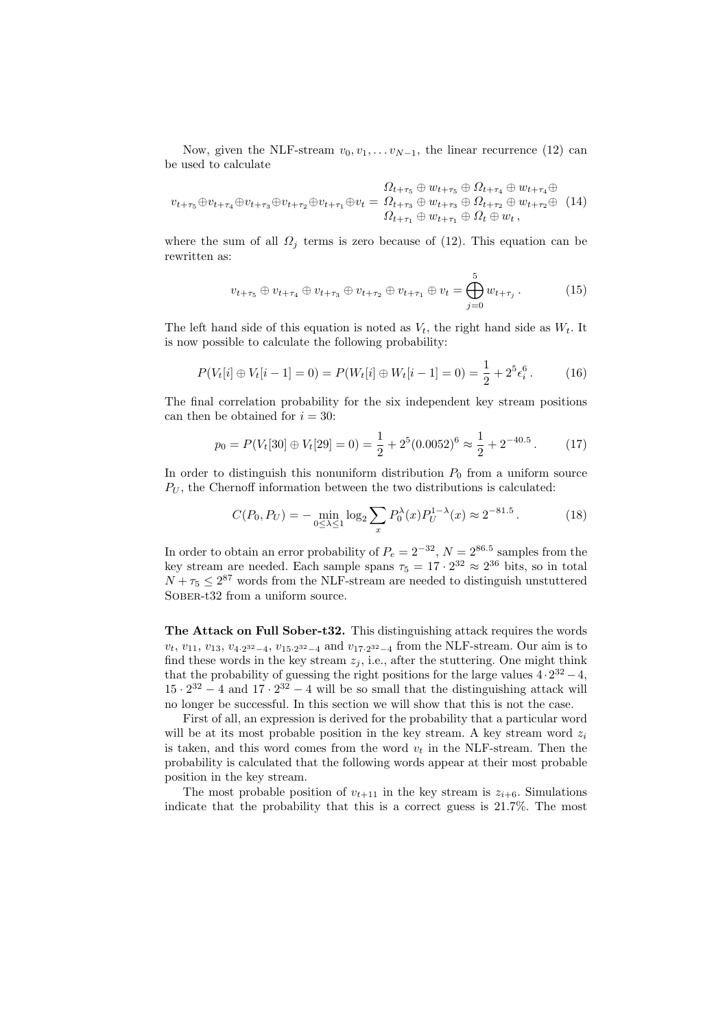Now, given the NLF-stream $v_0, v_1, \ldots v_{N-1}$, the linear recurrence (12) can be used to calculate

$$v_{t+\tau_5} \oplus v_{t+\tau_4} \oplus v_{t+\tau_3} \oplus v_{t+\tau_2} \oplus v_{t+\tau_1} \oplus v_t = \begin{array}{c} \Omega_{t+\tau_5} \oplus w_{t+\tau_5} \oplus \Omega_{t+\tau_4} \oplus w_{t+\tau_4} \oplus \\ \Omega_{t+\tau_3} \oplus w_{t+\tau_3} \oplus \Omega_{t+\tau_2} \oplus w_{t+\tau_2} \oplus \\ \Omega_{t+\tau_1} \oplus w_{t+\tau_1} \oplus \Omega_t \oplus w_t \,, \end{array} \tag{14}$$

where the sum of all $\Omega_j$ terms is zero because of (12). This equation can be rewritten as:

$$v_{t+\tau_5} \oplus v_{t+\tau_4} \oplus v_{t+\tau_3} \oplus v_{t+\tau_2} \oplus v_{t+\tau_1} \oplus v_t = \bigoplus_{j=0}^{5} w_{t+\tau_j} \,. \tag{15}$$

The left hand side of this equation is noted as $V_t$, the right hand side as $W_t$. It is now possible to calculate the following probability:

$$P(V_t[i] \oplus V_t[i-1] = 0) = P(W_t[i] \oplus W_t[i-1] = 0) = \frac{1}{2} + 2^5 \epsilon_i^6 \,. \tag{16}$$

The final correlation probability for the six independent key stream positions can then be obtained for $i = 30$:

$$p_0 = P(V_t[30] \oplus V_t[29] = 0) = \frac{1}{2} + 2^5 (0.0052)^6 \approx \frac{1}{2} + 2^{-40.5} \,. \tag{17}$$

In order to distinguish this nonuniform distribution $P_0$ from a uniform source $P_U$, the Chernoff information between the two distributions is calculated:

$$C(P_0, P_U) = -\min_{0 \leq \lambda \leq 1} \log_2 \sum_x P_0^{\lambda}(x) P_U^{1-\lambda}(x) \approx 2^{-81.5} \,. \tag{18}$$

In order to obtain an error probability of $P_e = 2^{-32}$, $N = 2^{86.5}$ samples from the key stream are needed. Each sample spans $\tau_5 = 17 \cdot 2^{32} \approx 2^{36}$ bits, so in total $N + \tau_5 \leq 2^{87}$ words from the NLF-stream are needed to distinguish unstuttered Sober-t32 from a uniform source.

**The Attack on Full Sober-t32.** This distinguishing attack requires the words $v_t$, $v_{11}$, $v_{13}$, $v_{4 \cdot 2^{32}-4}$, $v_{15 \cdot 2^{32}-4}$ and $v_{17 \cdot 2^{32}-4}$ from the NLF-stream. Our aim is to find these words in the key stream $z_j$, i.e., after the stuttering. One might think that the probability of guessing the right positions for the large values $4 \cdot 2^{32} - 4$, $15 \cdot 2^{32} - 4$ and $17 \cdot 2^{32} - 4$ will be so small that the distinguishing attack will no longer be successful. In this section we will show that this is not the case.

First of all, an expression is derived for the probability that a particular word will be at its most probable position in the key stream. A key stream word $z_i$ is taken, and this word comes from the word $v_t$ in the NLF-stream. Then the probability is calculated that the following words appear at their most probable position in the key stream.

The most probable position of $v_{t+11}$ in the key stream is $z_{i+6}$. Simulations indicate that the probability that this is a correct guess is 21.7%. The most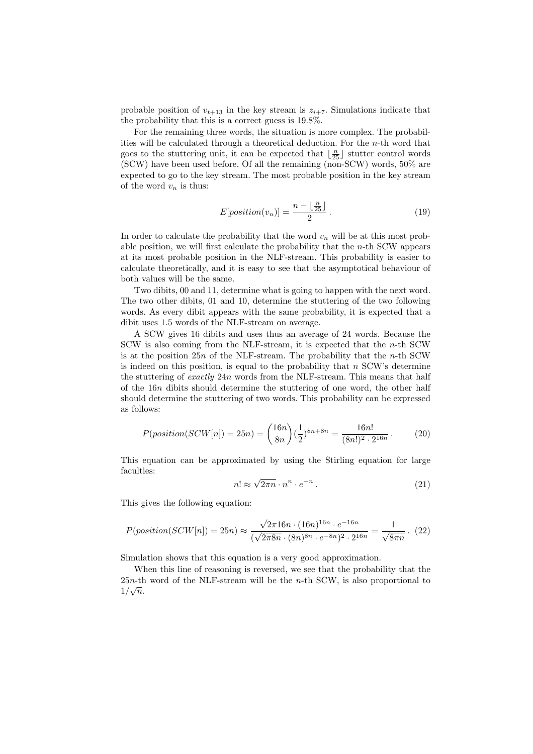probable position of $v_{t+13}$ in the key stream is $z_{i+7}$. Simulations indicate that the probability that this is a correct guess is 19.8%.

For the remaining three words, the situation is more complex. The probabilities will be calculated through a theoretical deduction. For the $n$-th word that goes to the stuttering unit, it can be expected that $\lfloor \frac{n}{25} \rfloor$ stutter control words (SCW) have been used before. Of all the remaining (non-SCW) words, 50% are expected to go to the key stream. The most probable position in the key stream of the word $v_n$ is thus:

$$E[position(v_n)] = \frac{n - \lfloor \frac{n}{25} \rfloor}{2} \,. \tag{19}$$

In order to calculate the probability that the word $v_n$ will be at this most probable position, we will first calculate the probability that the $n$-th SCW appears at its most probable position in the NLF-stream. This probability is easier to calculate theoretically, and it is easy to see that the asymptotical behaviour of both values will be the same.

Two dibits, 00 and 11, determine what is going to happen with the next word. The two other dibits, 01 and 10, determine the stuttering of the two following words. As every dibit appears with the same probability, it is expected that a dibit uses 1.5 words of the NLF-stream on average.

A SCW gives 16 dibits and uses thus an average of 24 words. Because the SCW is also coming from the NLF-stream, it is expected that the $n$-th SCW is at the position $25n$ of the NLF-stream. The probability that the $n$-th SCW is indeed on this position, is equal to the probability that $n$ SCW's determine the stuttering of *exactly* $24n$ words from the NLF-stream. This means that half of the $16n$ dibits should determine the stuttering of one word, the other half should determine the stuttering of two words. This probability can be expressed as follows:

$$P(position(SCW[n]) = 25n) = \binom{16n}{8n} (\frac{1}{2})^{8n+8n} = \frac{16n!}{(8n!)^2 \cdot 2^{16n}} \,. \tag{20}$$

This equation can be approximated by using the Stirling equation for large faculties:

$$n! \approx \sqrt{2\pi n} \cdot n^n \cdot e^{-n} \,. \tag{21}$$

This gives the following equation:

$$P(position(SCW[n]) = 25n) \approx \frac{\sqrt{2\pi 16n} \cdot (16n)^{16n} \cdot e^{-16n}}{(\sqrt{2\pi 8n} \cdot (8n)^{8n} \cdot e^{-8n})^2 \cdot 2^{16n}} = \frac{1}{\sqrt{8\pi n}} \,. \tag{22}$$

Simulation shows that this equation is a very good approximation.

When this line of reasoning is reversed, we see that the probability that the $25n$-th word of the NLF-stream will be the $n$-th SCW, is also proportional to $1/\sqrt{n}$.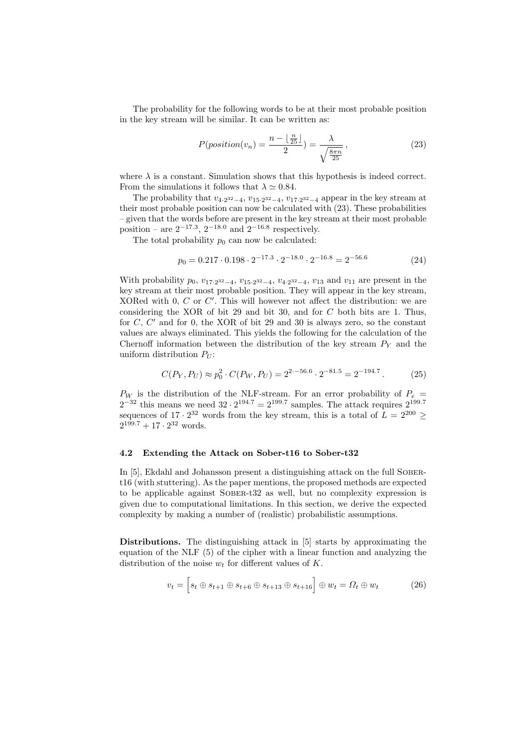The probability for the following words to be at their most probable position in the key stream will be similar. It can be written as:

$$P(position(v_n) = \frac{n - \lfloor \frac{n}{25} \rfloor}{2}) = \frac{\lambda}{\sqrt{\frac{8\pi n}{25}}}, \tag{23}$$

where $\lambda$ is a constant. Simulation shows that this hypothesis is indeed correct. From the simulations it follows that $\lambda \simeq 0.84$.

The probability that $v_{4 \cdot 2^{32}-4}$, $v_{15 \cdot 2^{32}-4}$, $v_{17 \cdot 2^{32}-4}$ appear in the key stream at their most probable position can now be calculated with (23). These probabilities – given that the words before are present in the key stream at their most probable position – are $2^{-17.3}$, $2^{-18.0}$ and $2^{-16.8}$ respectively.

The total probability $p_0$ can now be calculated:

$$p_0 = 0.217 \cdot 0.198 \cdot 2^{-17.3} \cdot 2^{-18.0} \cdot 2^{-16.8} = 2^{-56.6} \tag{24}$$

With probability $p_0$, $v_{17 \cdot 2^{32}-4}$, $v_{15 \cdot 2^{32}-4}$, $v_{4 \cdot 2^{32}-4}$, $v_{13}$ and $v_{11}$ are present in the key stream at their most probable position. They will appear in the key stream, XORed with 0, $C$ or $C'$. This will however not affect the distribution: we are considering the XOR of bit 29 and bit 30, and for $C$ both bits are 1. Thus, for $C$, $C'$ and for 0, the XOR of bit 29 and 30 is always zero, so the constant values are always eliminated. This yields the following for the calculation of the Chernoff information between the distribution of the key stream $P_Y$ and the uniform distribution $P_U$:

$$C(P_Y, P_U) \approx p_0^2 \cdot C(P_W, P_U) = 2^{2 \cdot -56.6} \cdot 2^{-81.5} = 2^{-194.7}. \tag{25}$$

$P_W$ is the distribution of the NLF-stream. For an error probability of $P_e = 2^{-32}$ this means we need $32 \cdot 2^{194.7} = 2^{199.7}$ samples. The attack requires $2^{199.7}$ sequences of $17 \cdot 2^{32}$ words from the key stream, this is a total of $L = 2^{200} \geq 2^{199.7} + 17 \cdot 2^{32}$ words.

### 4.2 Extending the Attack on Sober-t16 to Sober-t32

In [5], Ekdahl and Johansson present a distinguishing attack on the full Sober-t16 (with stuttering). As the paper mentions, the proposed methods are expected to be applicable against Sober-t32 as well, but no complexity expression is given due to computational limitations. In this section, we derive the expected complexity by making a number of (realistic) probabilistic assumptions.

**Distributions.** The distinguishing attack in [5] starts by approximating the equation of the NLF (5) of the cipher with a linear function and analyzing the distribution of the noise $w_t$ for different values of $K$.

$$v_t = \Big[ s_t \oplus s_{t+1} \oplus s_{t+6} \oplus s_{t+13} \oplus s_{t+16} \Big] \oplus w_t = \Omega_t \oplus w_t \tag{26}$$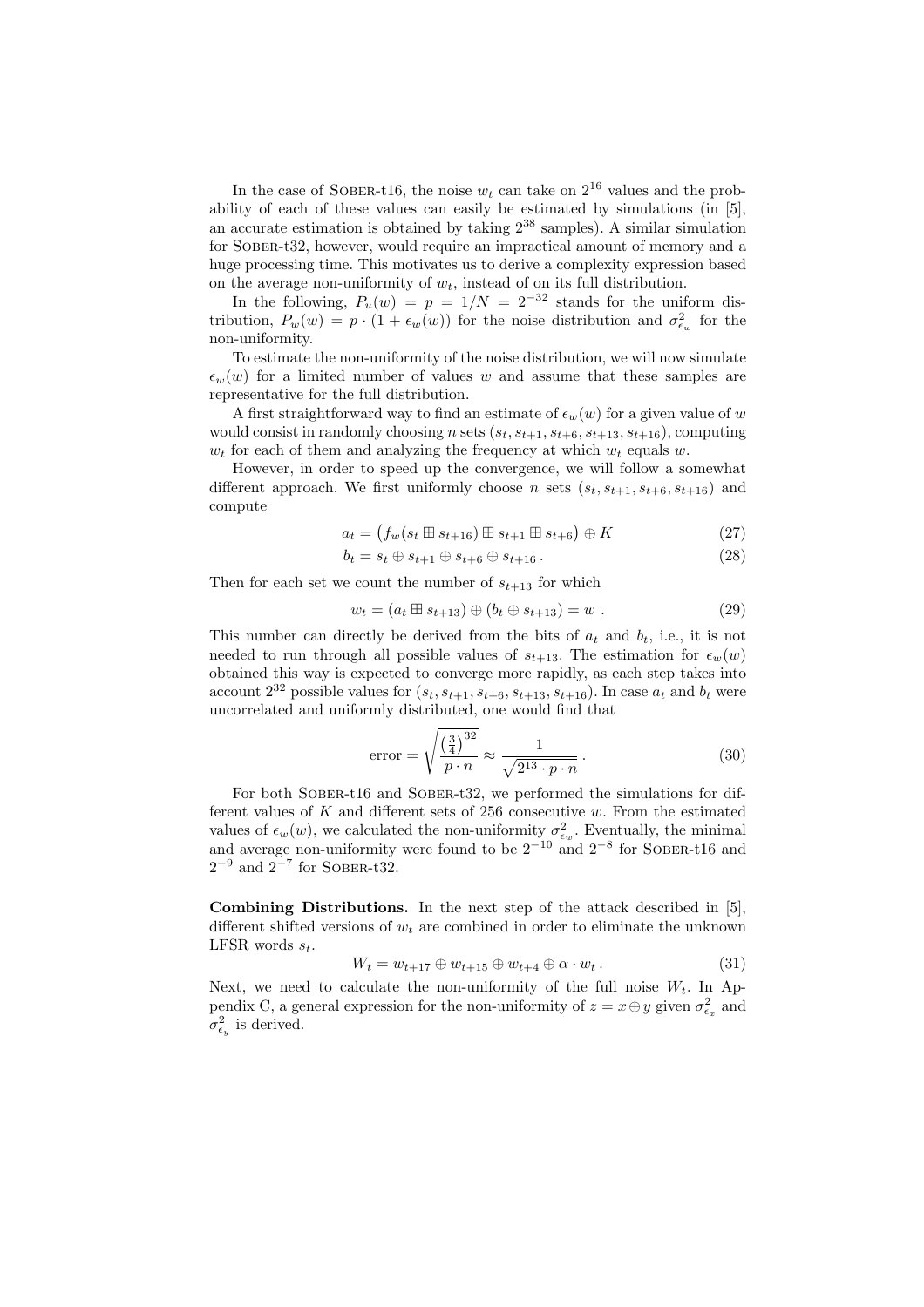In the case of SOBER-t16, the noise $w_t$ can take on $2^{16}$ values and the probability of each of these values can easily be estimated by simulations (in [5], an accurate estimation is obtained by taking $2^{38}$ samples). A similar simulation for SOBER-t32, however, would require an impractical amount of memory and a huge processing time. This motivates us to derive a complexity expression based on the average non-uniformity of $w_t$, instead of on its full distribution.

In the following, $P_u(w) = p = 1/N = 2^{-32}$ stands for the uniform distribution, $P_w(w) = p \cdot (1 + \epsilon_w(w))$ for the noise distribution and $\sigma^2_{\epsilon_w}$ for the non-uniformity.

To estimate the non-uniformity of the noise distribution, we will now simulate $\epsilon_w(w)$ for a limited number of values $w$ and assume that these samples are representative for the full distribution.

A first straightforward way to find an estimate of $\epsilon_w(w)$ for a given value of $w$ would consist in randomly choosing $n$ sets $(s_t, s_{t+1}, s_{t+6}, s_{t+13}, s_{t+16})$, computing $w_t$ for each of them and analyzing the frequency at which $w_t$ equals $w$.

However, in order to speed up the convergence, we will follow a somewhat different approach. We first uniformly choose $n$ sets $(s_t, s_{t+1}, s_{t+6}, s_{t+16})$ and compute

$$a_t = \left(f_w(s_t \boxplus s_{t+16}) \boxplus s_{t+1} \boxplus s_{t+6}\right) \oplus K \tag{27}$$

$$b_t = s_t \oplus s_{t+1} \oplus s_{t+6} \oplus s_{t+16}\,. \tag{28}$$

Then for each set we count the number of $s_{t+13}$ for which

$$w_t = (a_t \boxplus s_{t+13}) \oplus (b_t \oplus s_{t+13}) = w\ . \tag{29}$$

This number can directly be derived from the bits of $a_t$ and $b_t$, i.e., it is not needed to run through all possible values of $s_{t+13}$. The estimation for $\epsilon_w(w)$ obtained this way is expected to converge more rapidly, as each step takes into account $2^{32}$ possible values for $(s_t, s_{t+1}, s_{t+6}, s_{t+13}, s_{t+16})$. In case $a_t$ and $b_t$ were uncorrelated and uniformly distributed, one would find that

$$\text{error} = \sqrt{\frac{\left(\frac{3}{4}\right)^{32}}{p \cdot n}} \approx \frac{1}{\sqrt{2^{13} \cdot p \cdot n}}\,. \tag{30}$$

For both SOBER-t16 and SOBER-t32, we performed the simulations for different values of $K$ and different sets of 256 consecutive $w$. From the estimated values of $\epsilon_w(w)$, we calculated the non-uniformity $\sigma^2_{\epsilon_w}$. Eventually, the minimal and average non-uniformity were found to be $2^{-10}$ and $2^{-8}$ for SOBER-t16 and $2^{-9}$ and $2^{-7}$ for SOBER-t32.

**Combining Distributions.** In the next step of the attack described in [5], different shifted versions of $w_t$ are combined in order to eliminate the unknown LFSR words $s_t$.

$$W_t = w_{t+17} \oplus w_{t+15} \oplus w_{t+4} \oplus \alpha \cdot w_t\,. \tag{31}$$

Next, we need to calculate the non-uniformity of the full noise $W_t$. In Appendix C, a general expression for the non-uniformity of $z = x \oplus y$ given $\sigma^2_{\epsilon_x}$ and $\sigma^2_{\epsilon_y}$ is derived.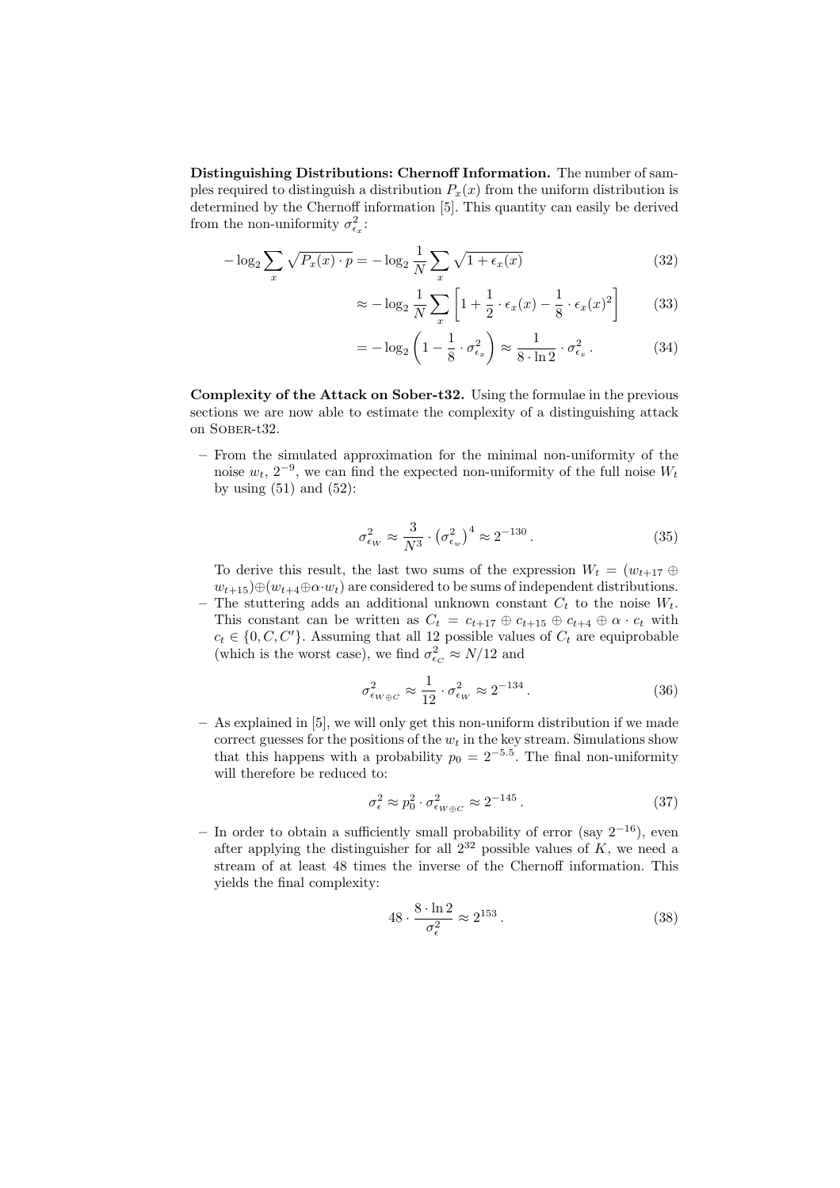**Distinguishing Distributions: Chernoff Information.** The number of samples required to distinguish a distribution $P_x(x)$ from the uniform distribution is determined by the Chernoff information [5]. This quantity can easily be derived from the non-uniformity $\sigma^2_{\epsilon_x}$:

$$-\log_2 \sum_x \sqrt{P_x(x) \cdot p} = -\log_2 \frac{1}{N} \sum_x \sqrt{1 + \epsilon_x(x)} \tag{32}$$

$$\approx -\log_2 \frac{1}{N} \sum_x \left[ 1 + \frac{1}{2} \cdot \epsilon_x(x) - \frac{1}{8} \cdot \epsilon_x(x)^2 \right] \tag{33}$$

$$= -\log_2 \left( 1 - \frac{1}{8} \cdot \sigma^2_{\epsilon_x} \right) \approx \frac{1}{8 \cdot \ln 2} \cdot \sigma^2_{\epsilon_x} \,. \tag{34}$$

**Complexity of the Attack on Sober-t32.** Using the formulae in the previous sections we are now able to estimate the complexity of a distinguishing attack on Sober-t32.

– From the simulated approximation for the minimal non-uniformity of the noise $w_t$, $2^{-9}$, we can find the expected non-uniformity of the full noise $W_t$ by using (51) and (52):

$$\sigma^2_{\epsilon_W} \approx \frac{3}{N^3} \cdot \left( \sigma^2_{\epsilon_w} \right)^4 \approx 2^{-130} \,. \tag{35}$$

To derive this result, the last two sums of the expression $W_t = (w_{t+17} \oplus w_{t+15}) \oplus (w_{t+4} \oplus \alpha \cdot w_t)$ are considered to be sums of independent distributions.

– The stuttering adds an additional unknown constant $C_t$ to the noise $W_t$. This constant can be written as $C_t = c_{t+17} \oplus c_{t+15} \oplus c_{t+4} \oplus \alpha \cdot c_t$ with $c_t \in \{0, C, C'\}$. Assuming that all 12 possible values of $C_t$ are equiprobable (which is the worst case), we find $\sigma^2_{\epsilon_C} \approx N/12$ and

$$\sigma^2_{\epsilon_{W \oplus C}} \approx \frac{1}{12} \cdot \sigma^2_{\epsilon_W} \approx 2^{-134} \,. \tag{36}$$

– As explained in [5], we will only get this non-uniform distribution if we made correct guesses for the positions of the $w_t$ in the key stream. Simulations show that this happens with a probability $p_0 = 2^{-5.5}$. The final non-uniformity will therefore be reduced to:

$$\sigma^2_\epsilon \approx p_0^2 \cdot \sigma^2_{\epsilon_{W \oplus C}} \approx 2^{-145} \,. \tag{37}$$

– In order to obtain a sufficiently small probability of error (say $2^{-16}$), even after applying the distinguisher for all $2^{32}$ possible values of $K$, we need a stream of at least 48 times the inverse of the Chernoff information. This yields the final complexity:

$$48 \cdot \frac{8 \cdot \ln 2}{\sigma^2_\epsilon} \approx 2^{153} \,. \tag{38}$$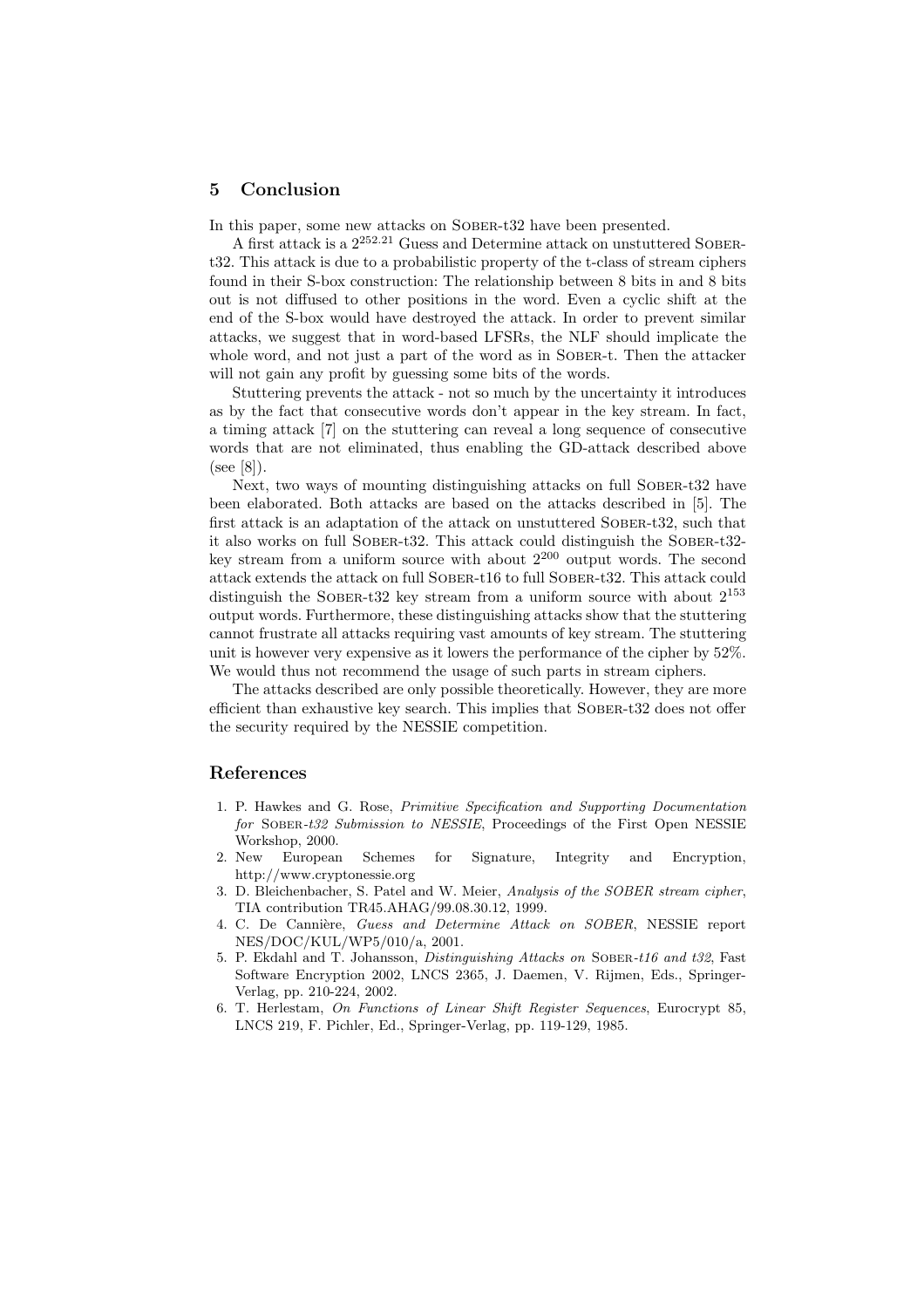## 5 Conclusion

In this paper, some new attacks on Sober-t32 have been presented.

A first attack is a $2^{252.21}$ Guess and Determine attack on unstuttered Sober-t32. This attack is due to a probabilistic property of the t-class of stream ciphers found in their S-box construction: The relationship between 8 bits in and 8 bits out is not diffused to other positions in the word. Even a cyclic shift at the end of the S-box would have destroyed the attack. In order to prevent similar attacks, we suggest that in word-based LFSRs, the NLF should implicate the whole word, and not just a part of the word as in Sober-t. Then the attacker will not gain any profit by guessing some bits of the words.

Stuttering prevents the attack - not so much by the uncertainty it introduces as by the fact that consecutive words don't appear in the key stream. In fact, a timing attack [7] on the stuttering can reveal a long sequence of consecutive words that are not eliminated, thus enabling the GD-attack described above (see [8]).

Next, two ways of mounting distinguishing attacks on full Sober-t32 have been elaborated. Both attacks are based on the attacks described in [5]. The first attack is an adaptation of the attack on unstuttered Sober-t32, such that it also works on full Sober-t32. This attack could distinguish the Sober-t32-key stream from a uniform source with about $2^{200}$ output words. The second attack extends the attack on full Sober-t16 to full Sober-t32. This attack could distinguish the Sober-t32 key stream from a uniform source with about $2^{153}$ output words. Furthermore, these distinguishing attacks show that the stuttering cannot frustrate all attacks requiring vast amounts of key stream. The stuttering unit is however very expensive as it lowers the performance of the cipher by 52%. We would thus not recommend the usage of such parts in stream ciphers.

The attacks described are only possible theoretically. However, they are more efficient than exhaustive key search. This implies that Sober-t32 does not offer the security required by the NESSIE competition.

## References

1. P. Hawkes and G. Rose, *Primitive Specification and Supporting Documentation for Sober-t32 Submission to NESSIE*, Proceedings of the First Open NESSIE Workshop, 2000.
2. New European Schemes for Signature, Integrity and Encryption, http://www.cryptonessie.org
3. D. Bleichenbacher, S. Patel and W. Meier, *Analysis of the SOBER stream cipher*, TIA contribution TR45.AHAG/99.08.30.12, 1999.
4. C. De Cannière, *Guess and Determine Attack on SOBER*, NESSIE report NES/DOC/KUL/WP5/010/a, 2001.
5. P. Ekdahl and T. Johansson, *Distinguishing Attacks on Sober-t16 and t32*, Fast Software Encryption 2002, LNCS 2365, J. Daemen, V. Rijmen, Eds., Springer-Verlag, pp. 210-224, 2002.
6. T. Herlestam, *On Functions of Linear Shift Register Sequences*, Eurocrypt 85, LNCS 219, F. Pichler, Ed., Springer-Verlag, pp. 119-129, 1985.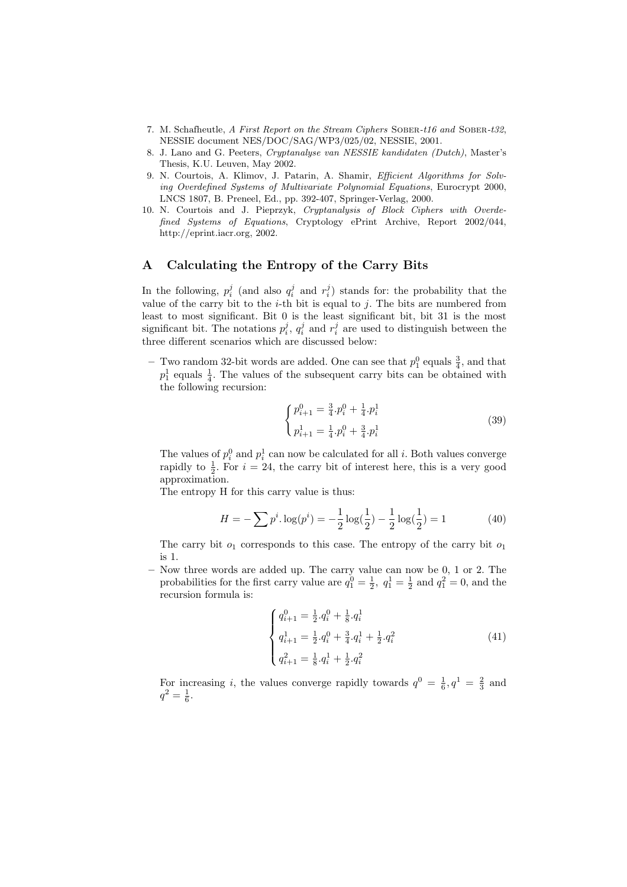7. M. Schafheutle, *A First Report on the Stream Ciphers* SOBER-*t16 and* SOBER-*t32*, NESSIE document NES/DOC/SAG/WP3/025/02, NESSIE, 2001.
8. J. Lano and G. Peeters, *Cryptanalyse van NESSIE kandidaten (Dutch)*, Master's Thesis, K.U. Leuven, May 2002.
9. N. Courtois, A. Klimov, J. Patarin, A. Shamir, *Efficient Algorithms for Solving Overdefined Systems of Multivariate Polynomial Equations*, Eurocrypt 2000, LNCS 1807, B. Preneel, Ed., pp. 392-407, Springer-Verlag, 2000.
10. N. Courtois and J. Pieprzyk, *Cryptanalysis of Block Ciphers with Overdefined Systems of Equations*, Cryptology ePrint Archive, Report 2002/044, http://eprint.iacr.org, 2002.

## A Calculating the Entropy of the Carry Bits

In the following, $p_i^j$ (and also $q_i^j$ and $r_i^j$) stands for: the probability that the value of the carry bit to the $i$-th bit is equal to $j$. The bits are numbered from least to most significant. Bit 0 is the least significant bit, bit 31 is the most significant bit. The notations $p_i^j$, $q_i^j$ and $r_i^j$ are used to distinguish between the three different scenarios which are discussed below:

- Two random 32-bit words are added. One can see that $p_1^0$ equals $\frac{3}{4}$, and that $p_1^1$ equals $\frac{1}{4}$. The values of the subsequent carry bits can be obtained with the following recursion:

$$\begin{cases} p_{i+1}^0 = \frac{3}{4}.p_i^0 + \frac{1}{4}.p_i^1 \\ p_{i+1}^1 = \frac{1}{4}.p_i^0 + \frac{3}{4}.p_i^1 \end{cases} \tag{39}$$

  The values of $p_i^0$ and $p_i^1$ can now be calculated for all $i$. Both values converge rapidly to $\frac{1}{2}$. For $i = 24$, the carry bit of interest here, this is a very good approximation.
  The entropy H for this carry value is thus:

$$H = -\sum p^i.\log(p^i) = -\frac{1}{2}\log(\frac{1}{2}) - \frac{1}{2}\log(\frac{1}{2}) = 1 \tag{40}$$

  The carry bit $o_1$ corresponds to this case. The entropy of the carry bit $o_1$ is 1.
- Now three words are added up. The carry value can now be 0, 1 or 2. The probabilities for the first carry value are $q_1^0 = \frac{1}{2}$, $q_1^1 = \frac{1}{2}$ and $q_1^2 = 0$, and the recursion formula is:

$$\begin{cases} q_{i+1}^0 = \frac{1}{2}.q_i^0 + \frac{1}{8}.q_i^1 \\ q_{i+1}^1 = \frac{1}{2}.q_i^0 + \frac{3}{4}.q_i^1 + \frac{1}{2}.q_i^2 \\ q_{i+1}^2 = \frac{1}{8}.q_i^1 + \frac{1}{2}.q_i^2 \end{cases} \tag{41}$$

  For increasing $i$, the values converge rapidly towards $q^0 = \frac{1}{6}, q^1 = \frac{2}{3}$ and $q^2 = \frac{1}{6}$.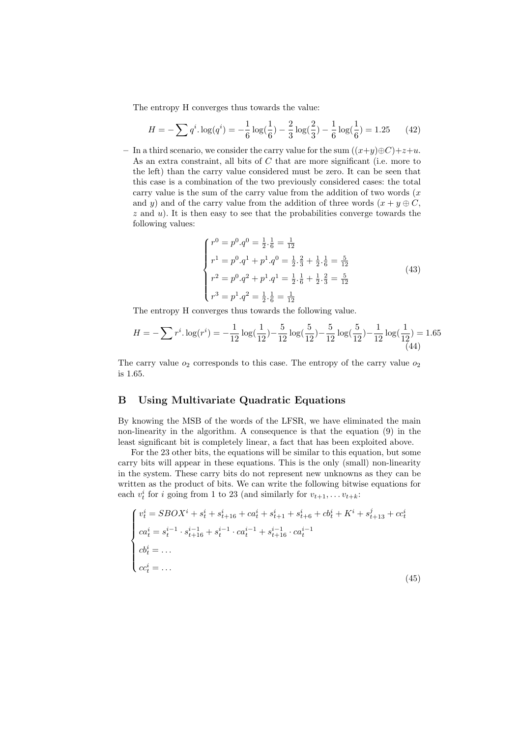The entropy H converges thus towards the value:

$$H = -\sum q^i . \log(q^i) = -\frac{1}{6}\log(\frac{1}{6}) - \frac{2}{3}\log(\frac{2}{3}) - \frac{1}{6}\log(\frac{1}{6}) = 1.25 \tag{42}$$

– In a third scenario, we consider the carry value for the sum $((x+y)\oplus C)+z+u$. As an extra constraint, all bits of $C$ that are more significant (i.e. more to the left) than the carry value considered must be zero. It can be seen that this case is a combination of the two previously considered cases: the total carry value is the sum of the carry value from the addition of two words ($x$ and $y$) and of the carry value from the addition of three words ($x + y \oplus C$, $z$ and $u$). It is then easy to see that the probabilities converge towards the following values:

$$\begin{cases} r^0 = p^0.q^0 = \frac{1}{2}.\frac{1}{6} = \frac{1}{12} \\ r^1 = p^0.q^1 + p^1.q^0 = \frac{1}{2}.\frac{2}{3} + \frac{1}{2}.\frac{1}{6} = \frac{5}{12} \\ r^2 = p^0.q^2 + p^1.q^1 = \frac{1}{2}.\frac{1}{6} + \frac{1}{2}.\frac{2}{3} = \frac{5}{12} \\ r^3 = p^1.q^2 = \frac{1}{2}.\frac{1}{6} = \frac{1}{12} \end{cases} \tag{43}$$

The entropy H converges thus towards the following value.

$$H = -\sum r^i . \log(r^i) = -\frac{1}{12}\log(\frac{1}{12}) - \frac{5}{12}\log(\frac{5}{12}) - \frac{5}{12}\log(\frac{5}{12}) - \frac{1}{12}\log(\frac{1}{12}) = 1.65 \tag{44}$$

The carry value $o_2$ corresponds to this case. The entropy of the carry value $o_2$ is 1.65.

## B Using Multivariate Quadratic Equations

By knowing the MSB of the words of the LFSR, we have eliminated the main non-linearity in the algorithm. A consequence is that the equation (9) in the least significant bit is completely linear, a fact that has been exploited above.

For the 23 other bits, the equations will be similar to this equation, but some carry bits will appear in these equations. This is the only (small) non-linearity in the system. These carry bits do not represent new unknowns as they can be written as the product of bits. We can write the following bitwise equations for each $v_t^i$ for $i$ going from 1 to 23 (and similarly for $v_{t+1}, \dots v_{t+k}$:

$$\begin{cases} v_t^i = SBOX^i + s_t^i + s_{t+16}^i + ca_t^i + s_{t+1}^i + s_{t+6}^i + cb_t^i + K^i + s_{t+13}^j + cc_t^i \\ ca_t^i = s_t^{i-1} \cdot s_{t+16}^{i-1} + s_t^{i-1} \cdot ca_t^{i-1} + s_{t+16}^{i-1} \cdot ca_t^{i-1} \\ cb_t^i = \dots \\ cc_t^i = \dots \end{cases} \tag{45}$$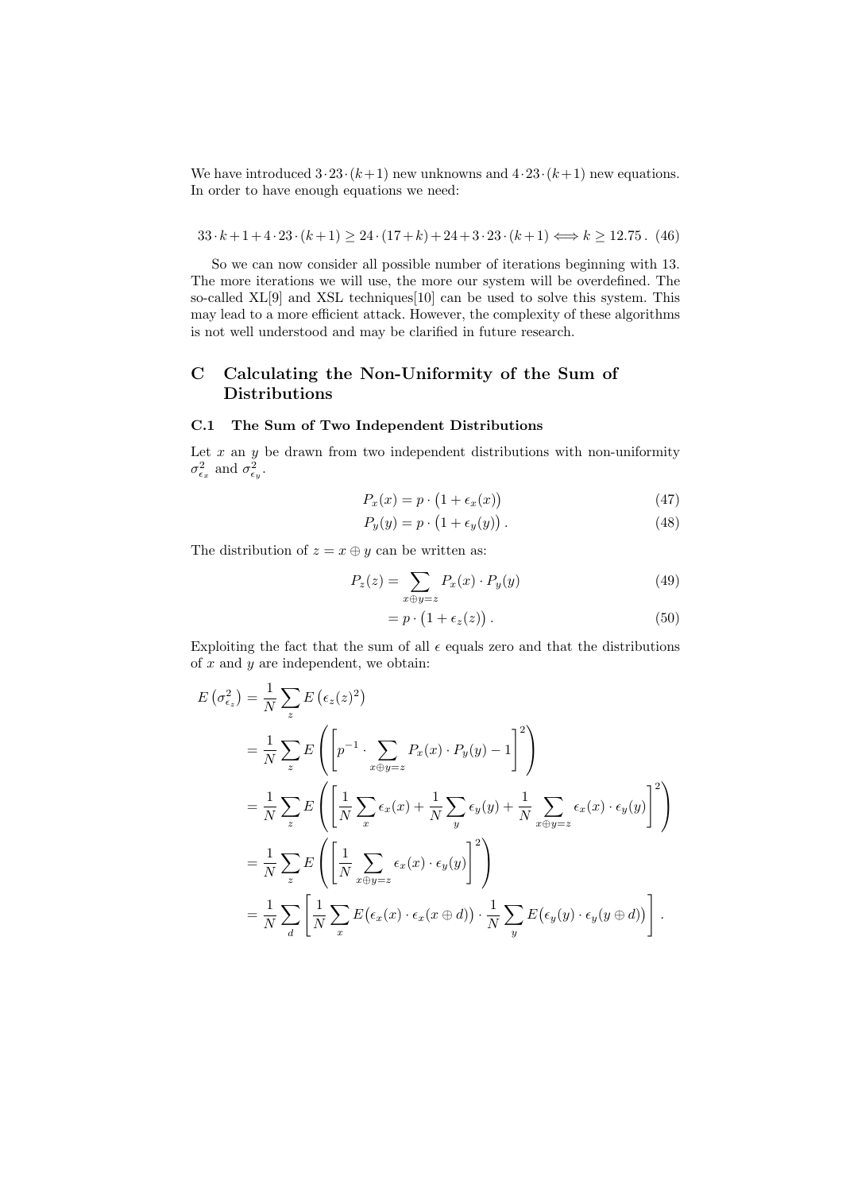We have introduced $3 \cdot 23 \cdot (k+1)$ new unknowns and $4 \cdot 23 \cdot (k+1)$ new equations. In order to have enough equations we need:

$$33 \cdot k + 1 + 4 \cdot 23 \cdot (k+1) \geq 24 \cdot (17+k) + 24 + 3 \cdot 23 \cdot (k+1) \iff k \geq 12.75\,. \quad (46)$$

So we can now consider all possible number of iterations beginning with 13. The more iterations we will use, the more our system will be overdefined. The so-called XL[9] and XSL techniques[10] can be used to solve this system. This may lead to a more efficient attack. However, the complexity of these algorithms is not well understood and may be clarified in future research.

# C Calculating the Non-Uniformity of the Sum of Distributions

## C.1 The Sum of Two Independent Distributions

Let $x$ an $y$ be drawn from two independent distributions with non-uniformity $\sigma^2_{\epsilon_x}$ and $\sigma^2_{\epsilon_y}$.

$$P_x(x) = p \cdot \big(1 + \epsilon_x(x)\big) \quad (47)$$

$$P_y(y) = p \cdot \big(1 + \epsilon_y(y)\big)\,. \quad (48)$$

The distribution of $z = x \oplus y$ can be written as:

$$P_z(z) = \sum_{x \oplus y = z} P_x(x) \cdot P_y(y) \quad (49)$$

$$= p \cdot \big(1 + \epsilon_z(z)\big)\,. \quad (50)$$

Exploiting the fact that the sum of all $\epsilon$ equals zero and that the distributions of $x$ and $y$ are independent, we obtain:

$$
\begin{aligned}
E\left(\sigma^2_{\epsilon_z}\right) &= \frac{1}{N} \sum_z E\left(\epsilon_z(z)^2\right) \\
&= \frac{1}{N} \sum_z E\left(\left[p^{-1} \cdot \sum_{x \oplus y = z} P_x(x) \cdot P_y(y) - 1\right]^2\right) \\
&= \frac{1}{N} \sum_z E\left(\left[\frac{1}{N} \sum_x \epsilon_x(x) + \frac{1}{N} \sum_y \epsilon_y(y) + \frac{1}{N} \sum_{x \oplus y = z} \epsilon_x(x) \cdot \epsilon_y(y)\right]^2\right) \\
&= \frac{1}{N} \sum_z E\left(\left[\frac{1}{N} \sum_{x \oplus y = z} \epsilon_x(x) \cdot \epsilon_y(y)\right]^2\right) \\
&= \frac{1}{N} \sum_d \left[\frac{1}{N} \sum_x E\big(\epsilon_x(x) \cdot \epsilon_x(x \oplus d)\big) \cdot \frac{1}{N} \sum_y E\big(\epsilon_y(y) \cdot \epsilon_y(y \oplus d)\big)\right].
\end{aligned}
$$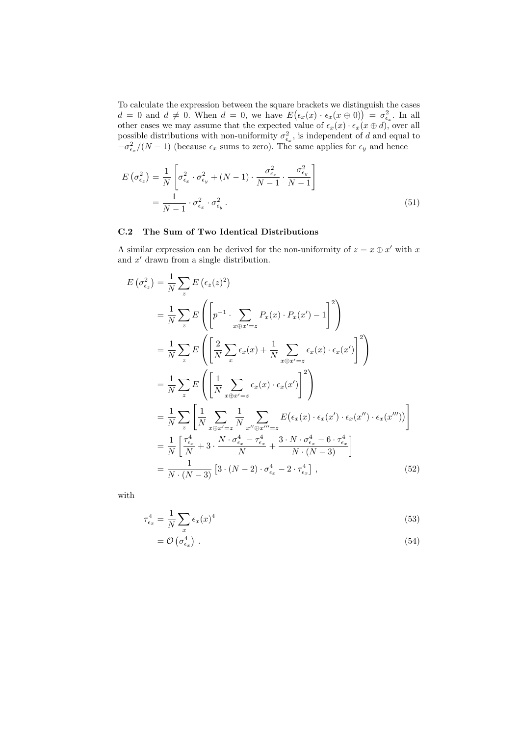To calculate the expression between the square brackets we distinguish the cases $d = 0$ and $d \neq 0$. When $d = 0$, we have $E\big(\epsilon_x(x) \cdot \epsilon_x(x \oplus 0)\big) = \sigma^2_{\epsilon_x}$. In all other cases we may assume that the expected value of $\epsilon_x(x) \cdot \epsilon_x(x \oplus d)$, over all possible distributions with non-uniformity $\sigma^2_{\epsilon_x}$, is independent of $d$ and equal to $-\sigma^2_{\epsilon_x}/(N-1)$ (because $\epsilon_x$ sums to zero). The same applies for $\epsilon_y$ and hence

$$
\begin{aligned}
E\left(\sigma^2_{\epsilon_z}\right) &= \frac{1}{N}\left[\sigma^2_{\epsilon_x} \cdot \sigma^2_{\epsilon_y} + (N-1) \cdot \frac{-\sigma^2_{\epsilon_x}}{N-1} \cdot \frac{-\sigma^2_{\epsilon_y}}{N-1}\right] \\
&= \frac{1}{N-1} \cdot \sigma^2_{\epsilon_x} \cdot \sigma^2_{\epsilon_y} \,. \qquad (51)
\end{aligned}
$$

### C.2 The Sum of Two Identical Distributions

A similar expression can be derived for the non-uniformity of $z = x \oplus x'$ with $x$ and $x'$ drawn from a single distribution.

$$
\begin{aligned}
E\left(\sigma^2_{\epsilon_z}\right) &= \frac{1}{N}\sum_z E\left(\epsilon_z(z)^2\right) \\
&= \frac{1}{N}\sum_z E\left(\left[p^{-1} \cdot \sum_{x \oplus x' = z} P_x(x) \cdot P_x(x') - 1\right]^2\right) \\
&= \frac{1}{N}\sum_z E\left(\left[\frac{2}{N}\sum_x \epsilon_x(x) + \frac{1}{N}\sum_{x \oplus x' = z} \epsilon_x(x) \cdot \epsilon_x(x')\right]^2\right) \\
&= \frac{1}{N}\sum_z E\left(\left[\frac{1}{N}\sum_{x \oplus x' = z} \epsilon_x(x) \cdot \epsilon_x(x')\right]^2\right) \\
&= \frac{1}{N}\sum_z \left[\frac{1}{N}\sum_{x \oplus x' = z} \frac{1}{N}\sum_{x'' \oplus x''' = z} E\big(\epsilon_x(x) \cdot \epsilon_x(x') \cdot \epsilon_x(x'') \cdot \epsilon_x(x''')\big)\right] \\
&= \frac{1}{N}\left[\frac{\tau^4_{\epsilon_x}}{N} + 3 \cdot \frac{N \cdot \sigma^4_{\epsilon_x} - \tau^4_{\epsilon_x}}{N} + \frac{3 \cdot N \cdot \sigma^4_{\epsilon_x} - 6 \cdot \tau^4_{\epsilon_x}}{N \cdot (N-3)}\right] \\
&= \frac{1}{N \cdot (N-3)}\left[3 \cdot (N-2) \cdot \sigma^4_{\epsilon_x} - 2 \cdot \tau^4_{\epsilon_x}\right] \,, \qquad (52)
\end{aligned}
$$

with

$$
\begin{aligned}
\tau^4_{\epsilon_x} &= \frac{1}{N}\sum_x \epsilon_x(x)^4 \qquad (53) \\
&= \mathcal{O}\left(\sigma^4_{\epsilon_x}\right) \,. \qquad (54)
\end{aligned}
$$